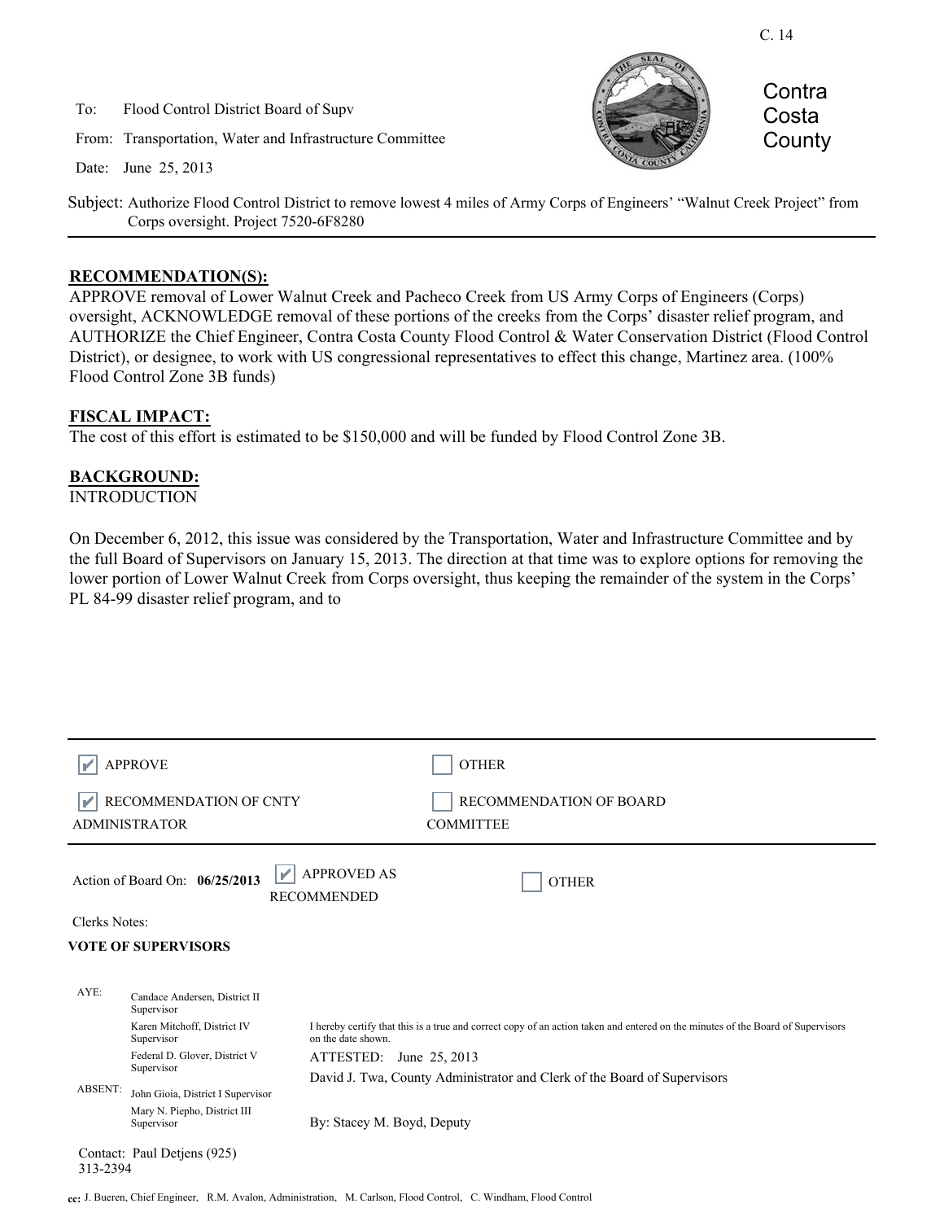C. 14

To: Flood Control District Board of Supv

From: Transportation, Water and Infrastructure Committee

Date: June 25, 2013

Contra Costa County

Subject: Authorize Flood Control District to remove lowest 4 miles of Army Corps of Engineers' "Walnut Creek Project" from Corps oversight. Project 7520-6F8280

## RECOMMENDATION(S):

APPROVE removal of Lower Walnut Creek and Pacheco Creek from US Army Corps of Engineers (Corps) oversight, ACKNOWLEDGE removal of these portions of the creeks from the Corps' disaster relief program, and AUTHORIZE the Chief Engineer, Contra Costa County Flood Control & Water Conservation District (Flood Control District), or designee, to work with US congressional representatives to effect this change, Martinez area. (100% Flood Control Zone 3B funds)

## FISCAL IMPACT:

The cost of this effort is estimated to be $150,000 and will be funded by Flood Control Zone 3B.

## BACKGROUND:

INTRODUCTION

On December 6, 2012, this issue was considered by the Transportation, Water and Infrastructure Committee and by the full Board of Supervisors on January 15, 2013. The direction at that time was to explore options for removing the lower portion of Lower Walnut Creek from Corps oversight, thus keeping the remainder of the system in the Corps' PL 84-99 disaster relief program, and to

---

☑ APPROVE ☐ OTHER

☑ RECOMMENDATION OF CNTY ADMINISTRATOR ☐ RECOMMENDATION OF BOARD COMMITTEE

Action of Board On: **06/25/2013** ☑ APPROVED AS RECOMMENDED ☐ OTHER

Clerks Notes:

**VOTE OF SUPERVISORS**

AYE:
Candace Andersen, District II Supervisor
Karen Mitchoff, District IV Supervisor
Federal D. Glover, District V Supervisor

ABSENT:
John Gioia, District I Supervisor
Mary N. Piepho, District III Supervisor

I hereby certify that this is a true and correct copy of an action taken and entered on the minutes of the Board of Supervisors on the date shown.

ATTESTED: June 25, 2013

David J. Twa, County Administrator and Clerk of the Board of Supervisors

By: Stacey M. Boyd, Deputy

Contact: Paul Detjens (925) 313-2394

cc: J. Bueren, Chief Engineer, R.M. Avalon, Administration, M. Carlson, Flood Control, C. Windham, Flood Control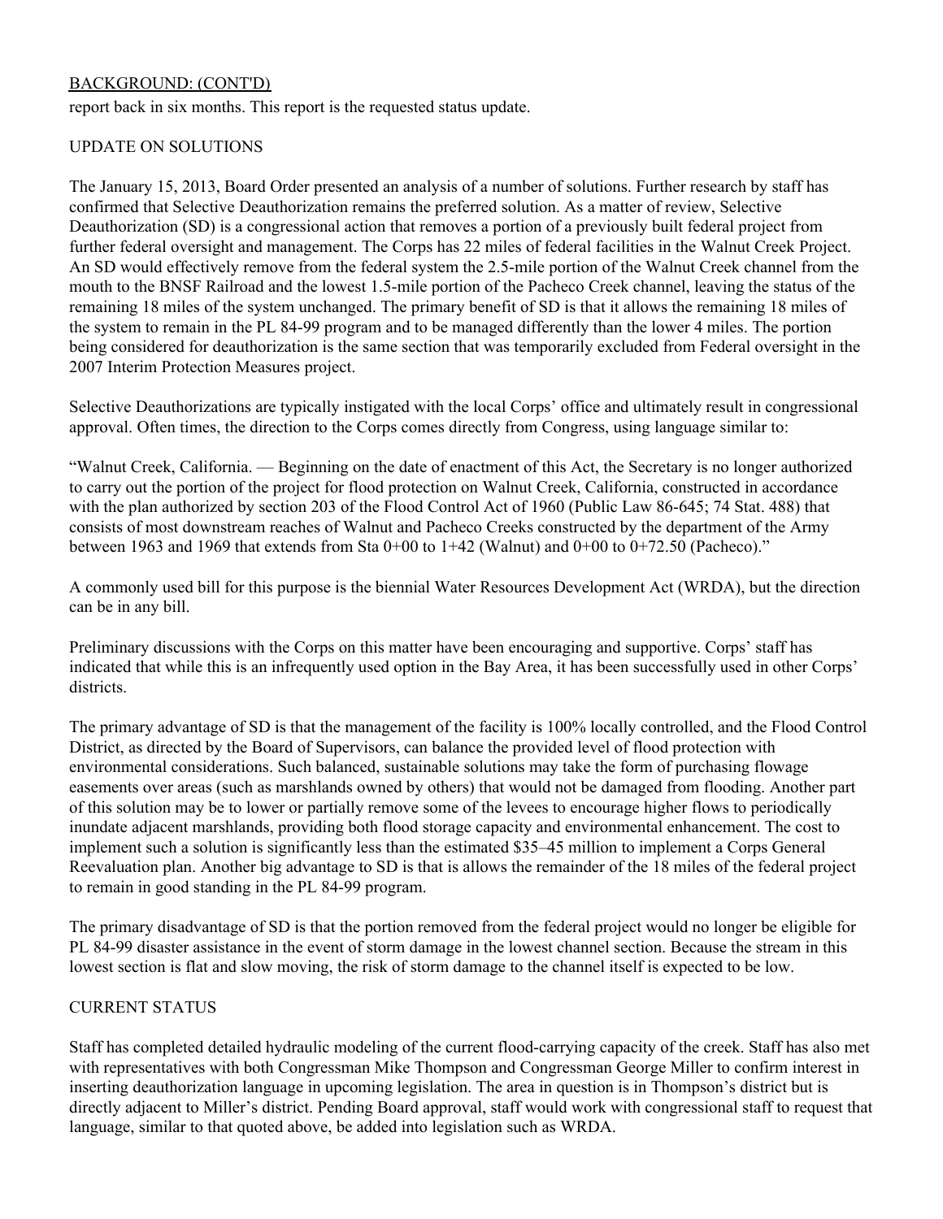BACKGROUND: (CONT'D)

report back in six months. This report is the requested status update.

UPDATE ON SOLUTIONS

The January 15, 2013, Board Order presented an analysis of a number of solutions. Further research by staff has confirmed that Selective Deauthorization remains the preferred solution. As a matter of review, Selective Deauthorization (SD) is a congressional action that removes a portion of a previously built federal project from further federal oversight and management. The Corps has 22 miles of federal facilities in the Walnut Creek Project. An SD would effectively remove from the federal system the 2.5-mile portion of the Walnut Creek channel from the mouth to the BNSF Railroad and the lowest 1.5-mile portion of the Pacheco Creek channel, leaving the status of the remaining 18 miles of the system unchanged. The primary benefit of SD is that it allows the remaining 18 miles of the system to remain in the PL 84-99 program and to be managed differently than the lower 4 miles. The portion being considered for deauthorization is the same section that was temporarily excluded from Federal oversight in the 2007 Interim Protection Measures project.

Selective Deauthorizations are typically instigated with the local Corps' office and ultimately result in congressional approval. Often times, the direction to the Corps comes directly from Congress, using language similar to:

"Walnut Creek, California. — Beginning on the date of enactment of this Act, the Secretary is no longer authorized to carry out the portion of the project for flood protection on Walnut Creek, California, constructed in accordance with the plan authorized by section 203 of the Flood Control Act of 1960 (Public Law 86-645; 74 Stat. 488) that consists of most downstream reaches of Walnut and Pacheco Creeks constructed by the department of the Army between 1963 and 1969 that extends from Sta 0+00 to 1+42 (Walnut) and 0+00 to 0+72.50 (Pacheco)."

A commonly used bill for this purpose is the biennial Water Resources Development Act (WRDA), but the direction can be in any bill.

Preliminary discussions with the Corps on this matter have been encouraging and supportive. Corps' staff has indicated that while this is an infrequently used option in the Bay Area, it has been successfully used in other Corps' districts.

The primary advantage of SD is that the management of the facility is 100% locally controlled, and the Flood Control District, as directed by the Board of Supervisors, can balance the provided level of flood protection with environmental considerations. Such balanced, sustainable solutions may take the form of purchasing flowage easements over areas (such as marshlands owned by others) that would not be damaged from flooding. Another part of this solution may be to lower or partially remove some of the levees to encourage higher flows to periodically inundate adjacent marshlands, providing both flood storage capacity and environmental enhancement. The cost to implement such a solution is significantly less than the estimated $35–45 million to implement a Corps General Reevaluation plan. Another big advantage to SD is that is allows the remainder of the 18 miles of the federal project to remain in good standing in the PL 84-99 program.

The primary disadvantage of SD is that the portion removed from the federal project would no longer be eligible for PL 84-99 disaster assistance in the event of storm damage in the lowest channel section. Because the stream in this lowest section is flat and slow moving, the risk of storm damage to the channel itself is expected to be low.

CURRENT STATUS

Staff has completed detailed hydraulic modeling of the current flood-carrying capacity of the creek. Staff has also met with representatives with both Congressman Mike Thompson and Congressman George Miller to confirm interest in inserting deauthorization language in upcoming legislation. The area in question is in Thompson's district but is directly adjacent to Miller's district. Pending Board approval, staff would work with congressional staff to request that language, similar to that quoted above, be added into legislation such as WRDA.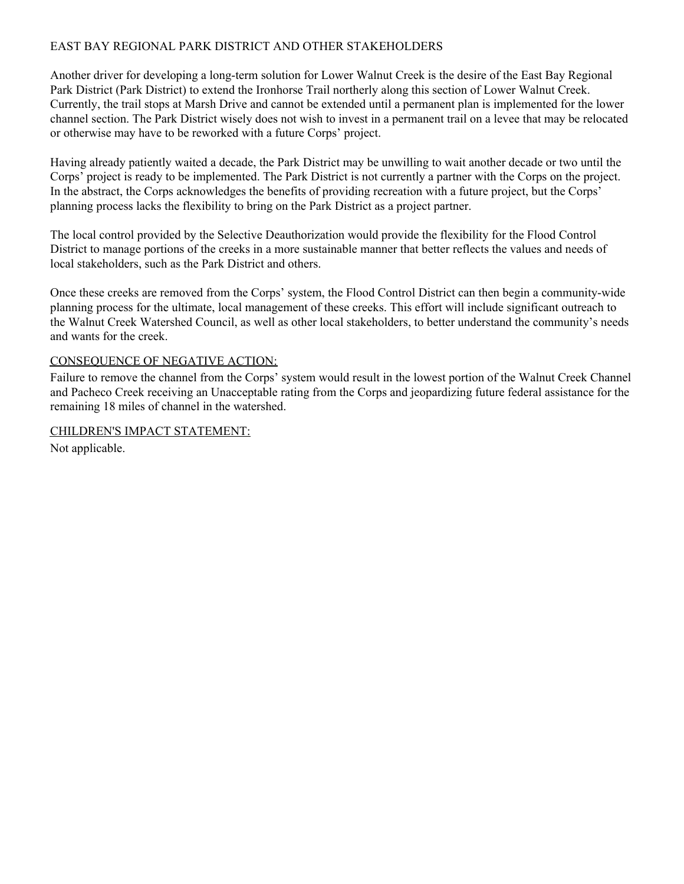## EAST BAY REGIONAL PARK DISTRICT AND OTHER STAKEHOLDERS

Another driver for developing a long-term solution for Lower Walnut Creek is the desire of the East Bay Regional Park District (Park District) to extend the Ironhorse Trail northerly along this section of Lower Walnut Creek. Currently, the trail stops at Marsh Drive and cannot be extended until a permanent plan is implemented for the lower channel section. The Park District wisely does not wish to invest in a permanent trail on a levee that may be relocated or otherwise may have to be reworked with a future Corps' project.

Having already patiently waited a decade, the Park District may be unwilling to wait another decade or two until the Corps' project is ready to be implemented. The Park District is not currently a partner with the Corps on the project. In the abstract, the Corps acknowledges the benefits of providing recreation with a future project, but the Corps' planning process lacks the flexibility to bring on the Park District as a project partner.

The local control provided by the Selective Deauthorization would provide the flexibility for the Flood Control District to manage portions of the creeks in a more sustainable manner that better reflects the values and needs of local stakeholders, such as the Park District and others.

Once these creeks are removed from the Corps' system, the Flood Control District can then begin a community-wide planning process for the ultimate, local management of these creeks. This effort will include significant outreach to the Walnut Creek Watershed Council, as well as other local stakeholders, to better understand the community's needs and wants for the creek.

## CONSEQUENCE OF NEGATIVE ACTION:

Failure to remove the channel from the Corps' system would result in the lowest portion of the Walnut Creek Channel and Pacheco Creek receiving an Unacceptable rating from the Corps and jeopardizing future federal assistance for the remaining 18 miles of channel in the watershed.

## CHILDREN'S IMPACT STATEMENT:

Not applicable.